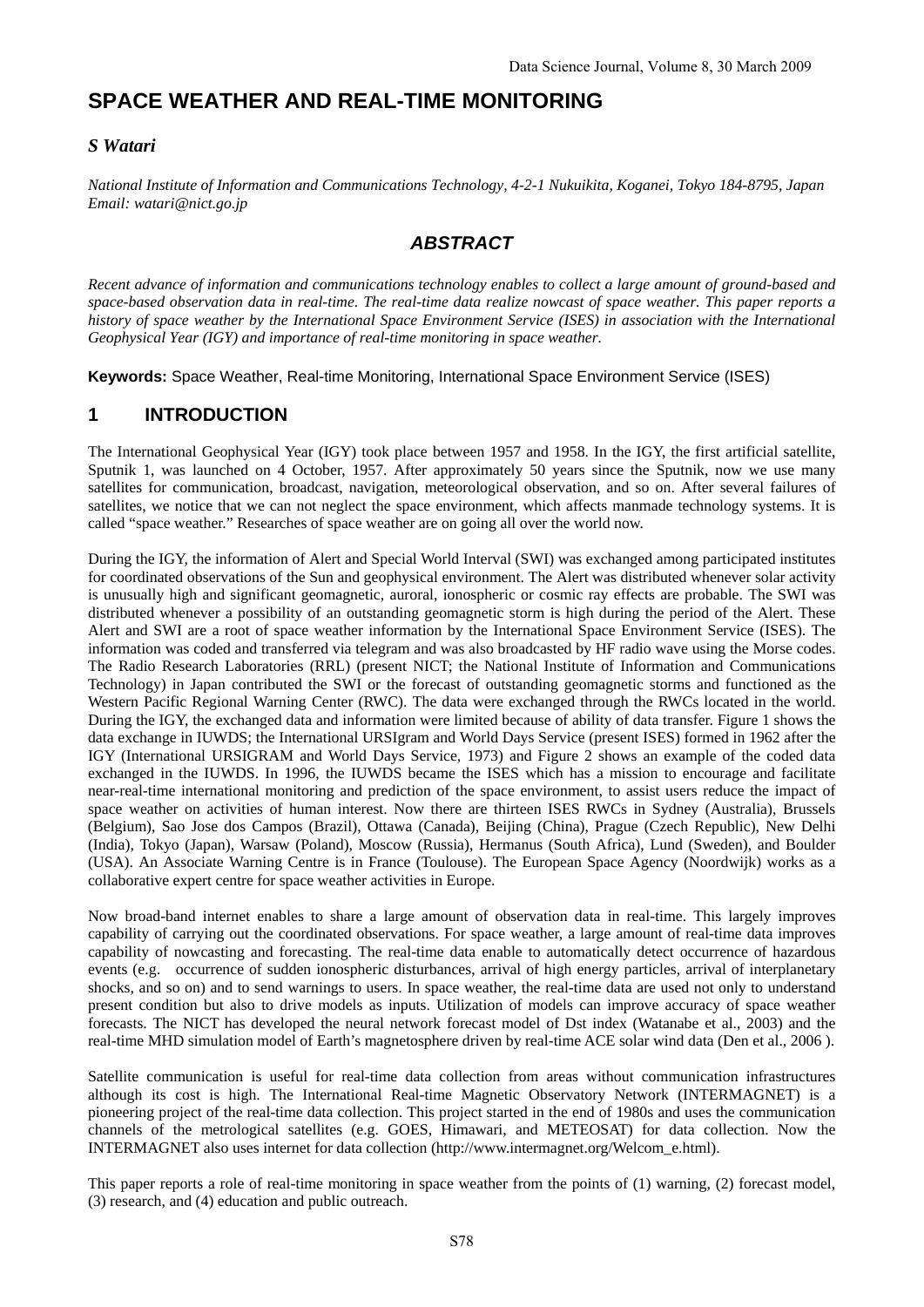# SPACE WEATHER AND REAL-TIME MONITORING

***S Watari***

*National Institute of Information and Communications Technology, 4-2-1 Nukuikita, Koganei, Tokyo 184-8795, Japan*
*Email: watari@nict.go.jp*

## *ABSTRACT*

*Recent advance of information and communications technology enables to collect a large amount of ground-based and space-based observation data in real-time. The real-time data realize nowcast of space weather. This paper reports a history of space weather by the International Space Environment Service (ISES) in association with the International Geophysical Year (IGY) and importance of real-time monitoring in space weather.*

**Keywords:** Space Weather, Real-time Monitoring, International Space Environment Service (ISES)

## 1 INTRODUCTION

The International Geophysical Year (IGY) took place between 1957 and 1958. In the IGY, the first artificial satellite, Sputnik 1, was launched on 4 October, 1957. After approximately 50 years since the Sputnik, now we use many satellites for communication, broadcast, navigation, meteorological observation, and so on. After several failures of satellites, we notice that we can not neglect the space environment, which affects manmade technology systems. It is called "space weather." Researches of space weather are on going all over the world now.

During the IGY, the information of Alert and Special World Interval (SWI) was exchanged among participated institutes for coordinated observations of the Sun and geophysical environment. The Alert was distributed whenever solar activity is unusually high and significant geomagnetic, auroral, ionospheric or cosmic ray effects are probable. The SWI was distributed whenever a possibility of an outstanding geomagnetic storm is high during the period of the Alert. These Alert and SWI are a root of space weather information by the International Space Environment Service (ISES). The information was coded and transferred via telegram and was also broadcasted by HF radio wave using the Morse codes. The Radio Research Laboratories (RRL) (present NICT; the National Institute of Information and Communications Technology) in Japan contributed the SWI or the forecast of outstanding geomagnetic storms and functioned as the Western Pacific Regional Warning Center (RWC). The data were exchanged through the RWCs located in the world. During the IGY, the exchanged data and information were limited because of ability of data transfer. Figure 1 shows the data exchange in IUWDS; the International URSIgram and World Days Service (present ISES) formed in 1962 after the IGY (International URSIGRAM and World Days Service, 1973) and Figure 2 shows an example of the coded data exchanged in the IUWDS. In 1996, the IUWDS became the ISES which has a mission to encourage and facilitate near-real-time international monitoring and prediction of the space environment, to assist users reduce the impact of space weather on activities of human interest. Now there are thirteen ISES RWCs in Sydney (Australia), Brussels (Belgium), Sao Jose dos Campos (Brazil), Ottawa (Canada), Beijing (China), Prague (Czech Republic), New Delhi (India), Tokyo (Japan), Warsaw (Poland), Moscow (Russia), Hermanus (South Africa), Lund (Sweden), and Boulder (USA). An Associate Warning Centre is in France (Toulouse). The European Space Agency (Noordwijk) works as a collaborative expert centre for space weather activities in Europe.

Now broad-band internet enables to share a large amount of observation data in real-time. This largely improves capability of carrying out the coordinated observations. For space weather, a large amount of real-time data improves capability of nowcasting and forecasting. The real-time data enable to automatically detect occurrence of hazardous events (e.g. occurrence of sudden ionospheric disturbances, arrival of high energy particles, arrival of interplanetary shocks, and so on) and to send warnings to users. In space weather, the real-time data are used not only to understand present condition but also to drive models as inputs. Utilization of models can improve accuracy of space weather forecasts. The NICT has developed the neural network forecast model of Dst index (Watanabe et al., 2003) and the real-time MHD simulation model of Earth's magnetosphere driven by real-time ACE solar wind data (Den et al., 2006 ).

Satellite communication is useful for real-time data collection from areas without communication infrastructures although its cost is high. The International Real-time Magnetic Observatory Network (INTERMAGNET) is a pioneering project of the real-time data collection. This project started in the end of 1980s and uses the communication channels of the metrological satellites (e.g. GOES, Himawari, and METEOSAT) for data collection. Now the INTERMAGNET also uses internet for data collection (http://www.intermagnet.org/Welcom_e.html).

This paper reports a role of real-time monitoring in space weather from the points of (1) warning, (2) forecast model, (3) research, and (4) education and public outreach.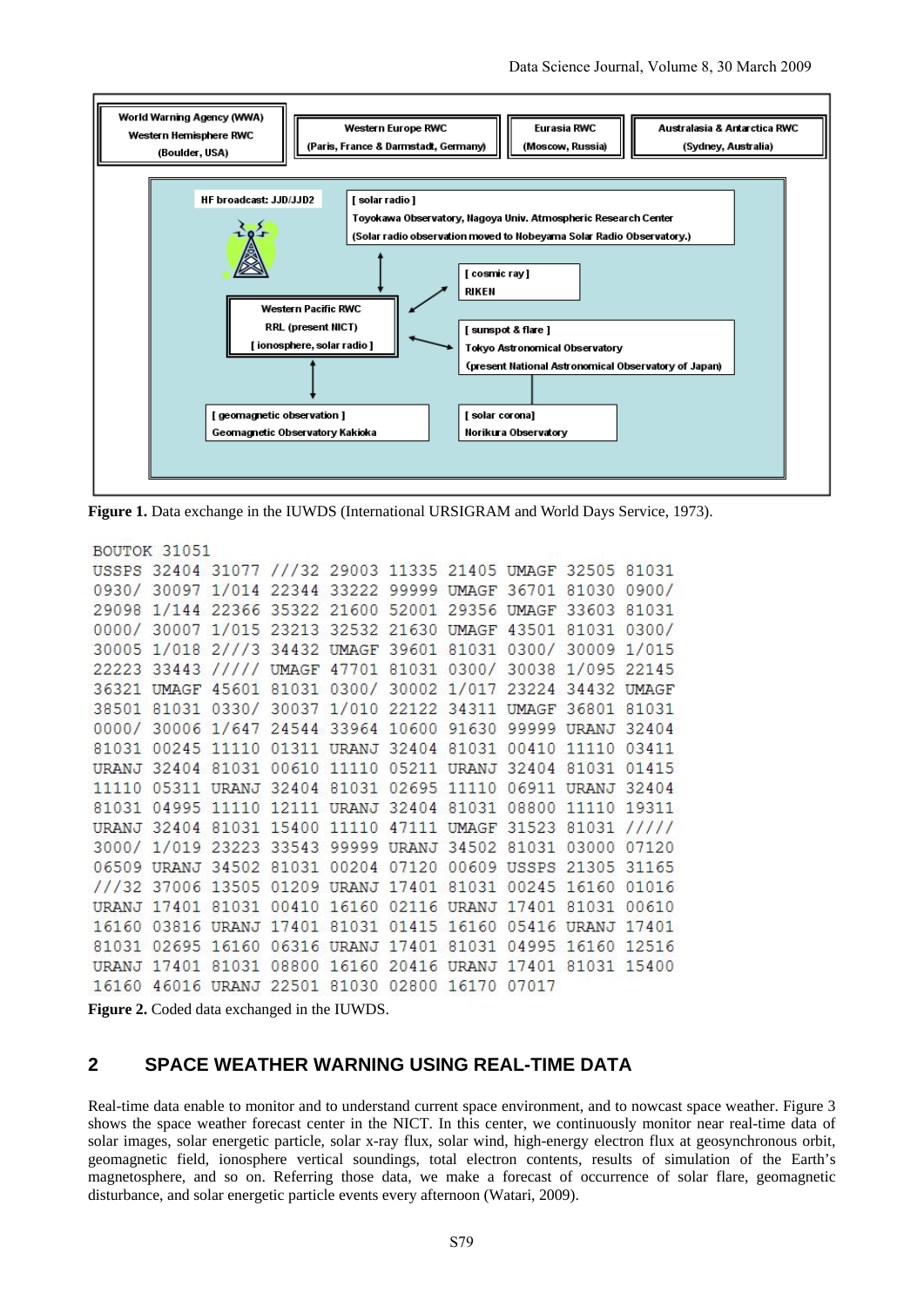World Warning Agency (WWA)
Western Hemisphere RWC
(Boulder, USA)

Western Europe RWC
(Paris, France & Darmstadt, Germany)

Eurasia RWC
(Moscow, Russia)

Australasia & Antarctica RWC
(Sydney, Australia)

HF broadcast: JJD/JJD2

[ solar radio ]
Toyokawa Observatory, Nagoya Univ. Atmospheric Research Center
(Solar radio observation moved to Nobeyama Solar Radio Observatory.)

[ cosmic ray ]
RIKEN

Western Pacific RWC
RRL (present NICT)
[ ionosphere, solar radio ]

[ sunspot & flare ]
Tokyo Astronomical Observatory
(present National Astronomical Observatory of Japan)

[ geomagnetic observation ]
Geomagnetic Observatory Kakioka

[ solar corona]
Norikura Observatory

**Figure 1.** Data exchange in the IUWDS (International URSIGRAM and World Days Service, 1973).

```
BOUTOK 31051
USSPS 32404 31077 ///32 29003 11335 21405 UMAGF 32505 81031
0930/ 30097 1/014 22344 33222 99999 UMAGF 36701 81030 0900/
29098 1/144 22366 35322 21600 52001 29356 UMAGF 33603 81031
0000/ 30007 1/015 23213 32532 21630 UMAGF 43501 81031 0300/
30005 1/018 2///3 34432 UMAGF 39601 81031 0300/ 30009 1/015
22223 33443 ///// UMAGF 47701 81031 0300/ 30038 1/095 22145
36321 UMAGF 45601 81031 0300/ 30002 1/017 23224 34432 UMAGF
38501 81031 0330/ 30037 1/010 22122 34311 UMAGF 36801 81031
0000/ 30006 1/647 24544 33964 10600 91630 99999 URANJ 32404
81031 00245 11110 01311 URANJ 32404 81031 00410 11110 03411
URANJ 32404 81031 00610 11110 05211 URANJ 32404 81031 01415
11110 05311 URANJ 32404 81031 02695 11110 06911 URANJ 32404
81031 04995 11110 12111 URANJ 32404 81031 08800 11110 19311
URANJ 32404 81031 15400 11110 47111 UMAGF 31523 81031 /////
3000/ 1/019 23223 33543 99999 URANJ 34502 81031 03000 07120
06509 URANJ 34502 81031 00204 07120 00609 USSPS 21305 31165
///32 37006 13505 01209 URANJ 17401 81031 00245 16160 01016
URANJ 17401 81031 00410 16160 02116 URANJ 17401 81031 00610
16160 03816 URANJ 17401 81031 01415 16160 05416 URANJ 17401
81031 02695 16160 06316 URANJ 17401 81031 04995 16160 12516
URANJ 17401 81031 08800 16160 20416 URANJ 17401 81031 15400
16160 46016 URANJ 22501 81030 02800 16170 07017
```

**Figure 2.** Coded data exchanged in the IUWDS.

## 2 SPACE WEATHER WARNING USING REAL-TIME DATA

Real-time data enable to monitor and to understand current space environment, and to nowcast space weather. Figure 3 shows the space weather forecast center in the NICT. In this center, we continuously monitor near real-time data of solar images, solar energetic particle, solar x-ray flux, solar wind, high-energy electron flux at geosynchronous orbit, geomagnetic field, ionosphere vertical soundings, total electron contents, results of simulation of the Earth's magnetosphere, and so on. Referring those data, we make a forecast of occurrence of solar flare, geomagnetic disturbance, and solar energetic particle events every afternoon (Watari, 2009).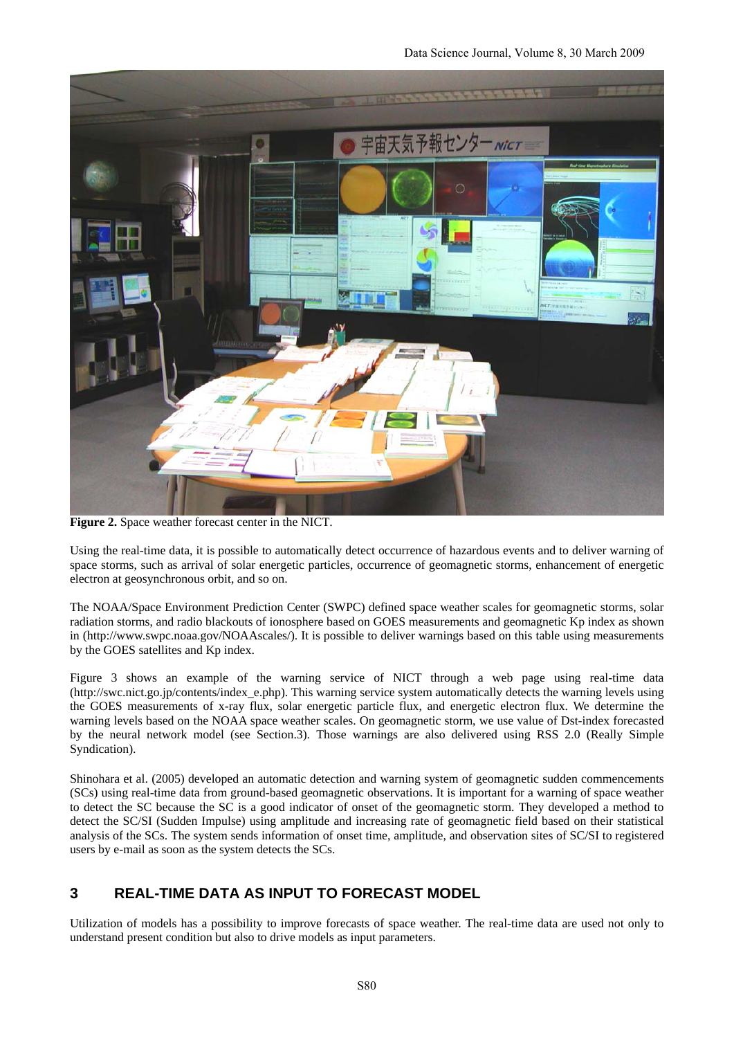**Figure 2.** Space weather forecast center in the NICT.

Using the real-time data, it is possible to automatically detect occurrence of hazardous events and to deliver warning of space storms, such as arrival of solar energetic particles, occurrence of geomagnetic storms, enhancement of energetic electron at geosynchronous orbit, and so on.

The NOAA/Space Environment Prediction Center (SWPC) defined space weather scales for geomagnetic storms, solar radiation storms, and radio blackouts of ionosphere based on GOES measurements and geomagnetic Kp index as shown in (http://www.swpc.noaa.gov/NOAAscales/). It is possible to deliver warnings based on this table using measurements by the GOES satellites and Kp index.

Figure 3 shows an example of the warning service of NICT through a web page using real-time data (http://swc.nict.go.jp/contents/index_e.php). This warning service system automatically detects the warning levels using the GOES measurements of x-ray flux, solar energetic particle flux, and energetic electron flux. We determine the warning levels based on the NOAA space weather scales. On geomagnetic storm, we use value of Dst-index forecasted by the neural network model (see Section.3). Those warnings are also delivered using RSS 2.0 (Really Simple Syndication).

Shinohara et al. (2005) developed an automatic detection and warning system of geomagnetic sudden commencements (SCs) using real-time data from ground-based geomagnetic observations. It is important for a warning of space weather to detect the SC because the SC is a good indicator of onset of the geomagnetic storm. They developed a method to detect the SC/SI (Sudden Impulse) using amplitude and increasing rate of geomagnetic field based on their statistical analysis of the SCs. The system sends information of onset time, amplitude, and observation sites of SC/SI to registered users by e-mail as soon as the system detects the SCs.

## 3 REAL-TIME DATA AS INPUT TO FORECAST MODEL

Utilization of models has a possibility to improve forecasts of space weather. The real-time data are used not only to understand present condition but also to drive models as input parameters.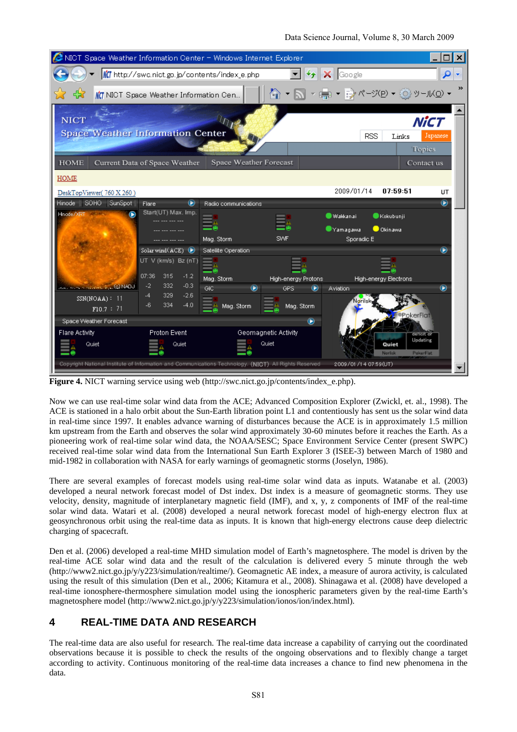**Figure 4.** NICT warning service using web (http://swc.nict.go.jp/contents/index_e.php).

Now we can use real-time solar wind data from the ACE; Advanced Composition Explorer (Zwickl, et. al., 1998). The ACE is stationed in a halo orbit about the Sun-Earth libration point L1 and contentiously has sent us the solar wind data in real-time since 1997. It enables advance warning of disturbances because the ACE is in approximately 1.5 million km upstream from the Earth and observes the solar wind approximately 30-60 minutes before it reaches the Earth. As a pioneering work of real-time solar wind data, the NOAA/SESC; Space Environment Service Center (present SWPC) received real-time solar wind data from the International Sun Earth Explorer 3 (ISEE-3) between March of 1980 and mid-1982 in collaboration with NASA for early warnings of geomagnetic storms (Joselyn, 1986).

There are several examples of forecast models using real-time solar wind data as inputs. Watanabe et al. (2003) developed a neural network forecast model of Dst index. Dst index is a measure of geomagnetic storms. They use velocity, density, magnitude of interplanetary magnetic field (IMF), and x, y, z components of IMF of the real-time solar wind data. Watari et al. (2008) developed a neural network forecast model of high-energy electron flux at geosynchronous orbit using the real-time data as inputs. It is known that high-energy electrons cause deep dielectric charging of spacecraft.

Den et al. (2006) developed a real-time MHD simulation model of Earth's magnetosphere. The model is driven by the real-time ACE solar wind data and the result of the calculation is delivered every 5 minute through the web (http://www2.nict.go.jp/y/y223/simulation/realtime/). Geomagnetic AE index, a measure of aurora activity, is calculated using the result of this simulation (Den et al., 2006; Kitamura et al., 2008). Shinagawa et al. (2008) have developed a real-time ionosphere-thermosphere simulation model using the ionospheric parameters given by the real-time Earth's magnetosphere model (http://www2.nict.go.jp/y/y223/simulation/ionos/ion/index.html).

## 4 REAL-TIME DATA AND RESEARCH

The real-time data are also useful for research. The real-time data increase a capability of carrying out the coordinated observations because it is possible to check the results of the ongoing observations and to flexibly change a target according to activity. Continuous monitoring of the real-time data increases a chance to find new phenomena in the data.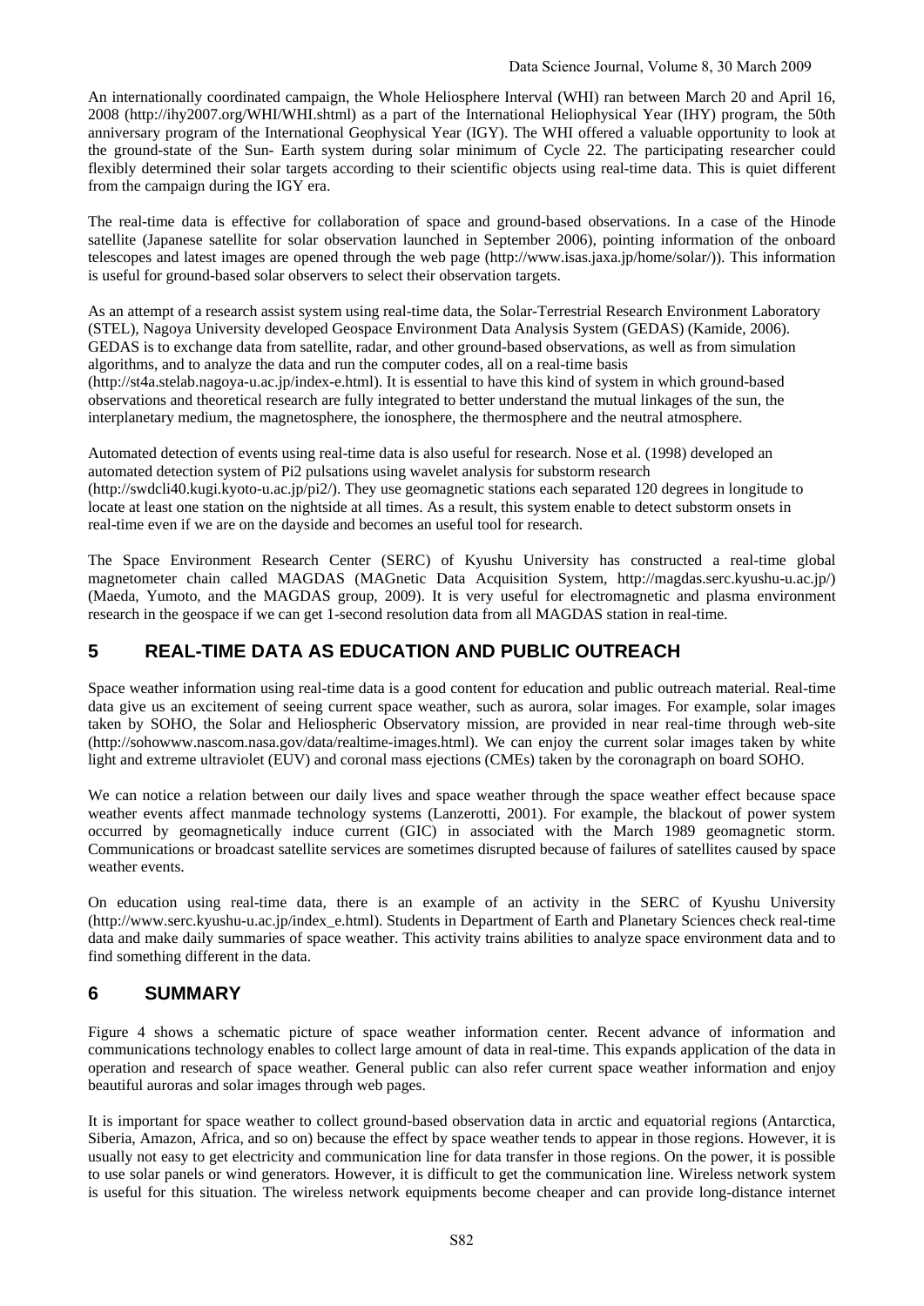An internationally coordinated campaign, the Whole Heliosphere Interval (WHI) ran between March 20 and April 16, 2008 (http://ihy2007.org/WHI/WHI.shtml) as a part of the International Heliophysical Year (IHY) program, the 50th anniversary program of the International Geophysical Year (IGY). The WHI offered a valuable opportunity to look at the ground-state of the Sun- Earth system during solar minimum of Cycle 22. The participating researcher could flexibly determined their solar targets according to their scientific objects using real-time data. This is quiet different from the campaign during the IGY era.

The real-time data is effective for collaboration of space and ground-based observations. In a case of the Hinode satellite (Japanese satellite for solar observation launched in September 2006), pointing information of the onboard telescopes and latest images are opened through the web page (http://www.isas.jaxa.jp/home/solar/)). This information is useful for ground-based solar observers to select their observation targets.

As an attempt of a research assist system using real-time data, the Solar-Terrestrial Research Environment Laboratory (STEL), Nagoya University developed Geospace Environment Data Analysis System (GEDAS) (Kamide, 2006). GEDAS is to exchange data from satellite, radar, and other ground-based observations, as well as from simulation algorithms, and to analyze the data and run the computer codes, all on a real-time basis (http://st4a.stelab.nagoya-u.ac.jp/index-e.html). It is essential to have this kind of system in which ground-based observations and theoretical research are fully integrated to better understand the mutual linkages of the sun, the interplanetary medium, the magnetosphere, the ionosphere, the thermosphere and the neutral atmosphere.

Automated detection of events using real-time data is also useful for research. Nose et al. (1998) developed an automated detection system of Pi2 pulsations using wavelet analysis for substorm research (http://swdcli40.kugi.kyoto-u.ac.jp/pi2/). They use geomagnetic stations each separated 120 degrees in longitude to locate at least one station on the nightside at all times. As a result, this system enable to detect substorm onsets in real-time even if we are on the dayside and becomes an useful tool for research.

The Space Environment Research Center (SERC) of Kyushu University has constructed a real-time global magnetometer chain called MAGDAS (MAGnetic Data Acquisition System, http://magdas.serc.kyushu-u.ac.jp/) (Maeda, Yumoto, and the MAGDAS group, 2009). It is very useful for electromagnetic and plasma environment research in the geospace if we can get 1-second resolution data from all MAGDAS station in real-time.

## 5 REAL-TIME DATA AS EDUCATION AND PUBLIC OUTREACH

Space weather information using real-time data is a good content for education and public outreach material. Real-time data give us an excitement of seeing current space weather, such as aurora, solar images. For example, solar images taken by SOHO, the Solar and Heliospheric Observatory mission, are provided in near real-time through web-site (http://sohowww.nascom.nasa.gov/data/realtime-images.html). We can enjoy the current solar images taken by white light and extreme ultraviolet (EUV) and coronal mass ejections (CMEs) taken by the coronagraph on board SOHO.

We can notice a relation between our daily lives and space weather through the space weather effect because space weather events affect manmade technology systems (Lanzerotti, 2001). For example, the blackout of power system occurred by geomagnetically induce current (GIC) in associated with the March 1989 geomagnetic storm. Communications or broadcast satellite services are sometimes disrupted because of failures of satellites caused by space weather events.

On education using real-time data, there is an example of an activity in the SERC of Kyushu University (http://www.serc.kyushu-u.ac.jp/index_e.html). Students in Department of Earth and Planetary Sciences check real-time data and make daily summaries of space weather. This activity trains abilities to analyze space environment data and to find something different in the data.

## 6 SUMMARY

Figure 4 shows a schematic picture of space weather information center. Recent advance of information and communications technology enables to collect large amount of data in real-time. This expands application of the data in operation and research of space weather. General public can also refer current space weather information and enjoy beautiful auroras and solar images through web pages.

It is important for space weather to collect ground-based observation data in arctic and equatorial regions (Antarctica, Siberia, Amazon, Africa, and so on) because the effect by space weather tends to appear in those regions. However, it is usually not easy to get electricity and communication line for data transfer in those regions. On the power, it is possible to use solar panels or wind generators. However, it is difficult to get the communication line. Wireless network system is useful for this situation. The wireless network equipments become cheaper and can provide long-distance internet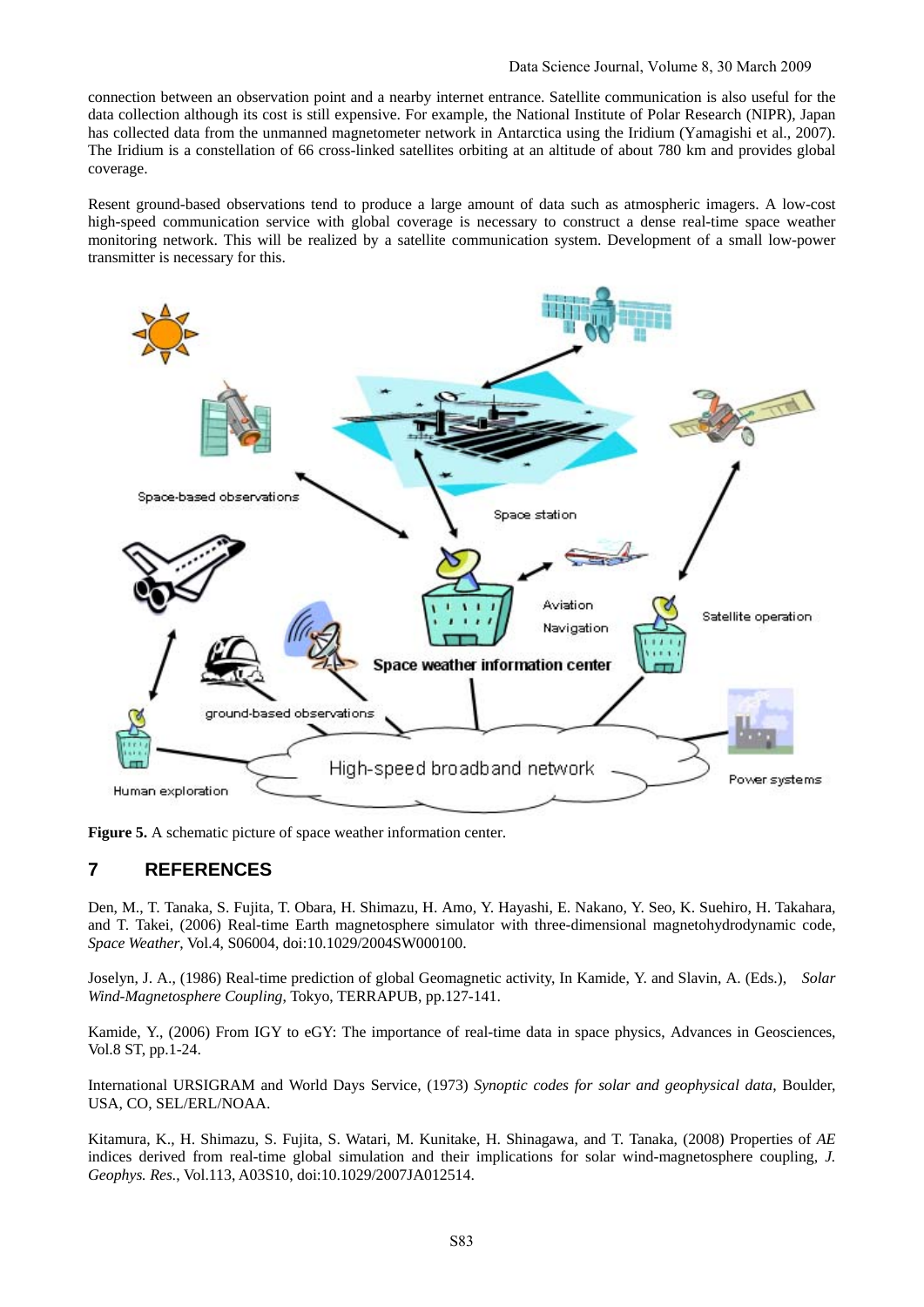connection between an observation point and a nearby internet entrance. Satellite communication is also useful for the data collection although its cost is still expensive. For example, the National Institute of Polar Research (NIPR), Japan has collected data from the unmanned magnetometer network in Antarctica using the Iridium (Yamagishi et al., 2007). The Iridium is a constellation of 66 cross-linked satellites orbiting at an altitude of about 780 km and provides global coverage.

Resent ground-based observations tend to produce a large amount of data such as atmospheric imagers. A low-cost high-speed communication service with global coverage is necessary to construct a dense real-time space weather monitoring network. This will be realized by a satellite communication system. Development of a small low-power transmitter is necessary for this.

**Figure 5.** A schematic picture of space weather information center.

## 7 REFERENCES

Den, M., T. Tanaka, S. Fujita, T. Obara, H. Shimazu, H. Amo, Y. Hayashi, E. Nakano, Y. Seo, K. Suehiro, H. Takahara, and T. Takei, (2006) Real-time Earth magnetosphere simulator with three-dimensional magnetohydrodynamic code, *Space Weather*, Vol.4, S06004, doi:10.1029/2004SW000100.

Joselyn, J. A., (1986) Real-time prediction of global Geomagnetic activity, In Kamide, Y. and Slavin, A. (Eds.), *Solar Wind-Magnetosphere Coupling*, Tokyo, TERRAPUB, pp.127-141.

Kamide, Y., (2006) From IGY to eGY: The importance of real-time data in space physics, Advances in Geosciences, Vol.8 ST, pp.1-24.

International URSIGRAM and World Days Service, (1973) *Synoptic codes for solar and geophysical data*, Boulder, USA, CO, SEL/ERL/NOAA.

Kitamura, K., H. Shimazu, S. Fujita, S. Watari, M. Kunitake, H. Shinagawa, and T. Tanaka, (2008) Properties of *AE* indices derived from real-time global simulation and their implications for solar wind-magnetosphere coupling, *J. Geophys. Res.*, Vol.113, A03S10, doi:10.1029/2007JA012514.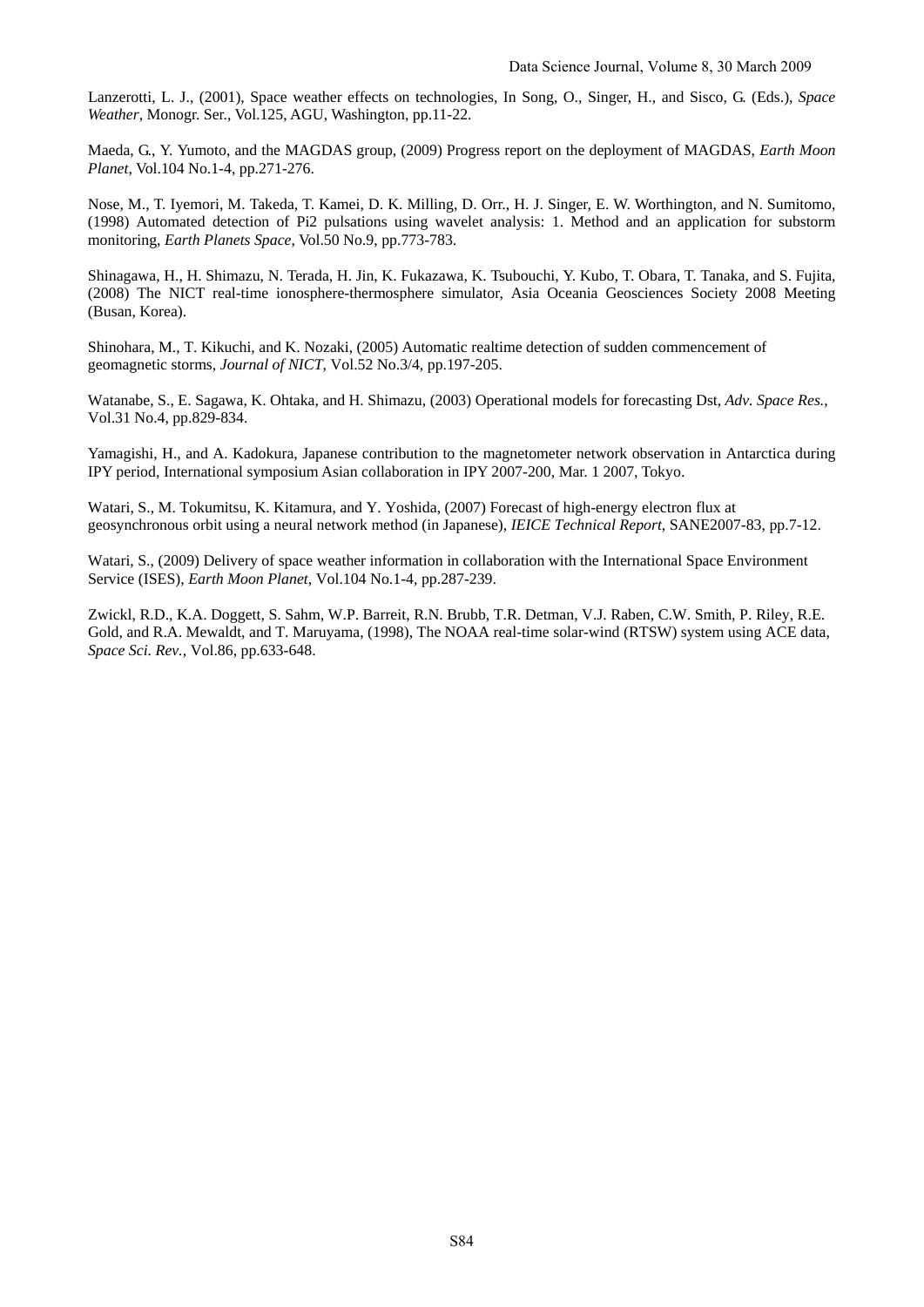Lanzerotti, L. J., (2001), Space weather effects on technologies, In Song, O., Singer, H., and Sisco, G. (Eds.), *Space Weather*, Monogr. Ser., Vol.125, AGU, Washington, pp.11-22.

Maeda, G., Y. Yumoto, and the MAGDAS group, (2009) Progress report on the deployment of MAGDAS, *Earth Moon Planet*, Vol.104 No.1-4, pp.271-276.

Nose, M., T. Iyemori, M. Takeda, T. Kamei, D. K. Milling, D. Orr., H. J. Singer, E. W. Worthington, and N. Sumitomo, (1998) Automated detection of Pi2 pulsations using wavelet analysis: 1. Method and an application for substorm monitoring, *Earth Planets Space*, Vol.50 No.9, pp.773-783.

Shinagawa, H., H. Shimazu, N. Terada, H. Jin, K. Fukazawa, K. Tsubouchi, Y. Kubo, T. Obara, T. Tanaka, and S. Fujita, (2008) The NICT real-time ionosphere-thermosphere simulator, Asia Oceania Geosciences Society 2008 Meeting (Busan, Korea).

Shinohara, M., T. Kikuchi, and K. Nozaki, (2005) Automatic realtime detection of sudden commencement of geomagnetic storms, *Journal of NICT*, Vol.52 No.3/4, pp.197-205.

Watanabe, S., E. Sagawa, K. Ohtaka, and H. Shimazu, (2003) Operational models for forecasting Dst, *Adv. Space Res.*, Vol.31 No.4, pp.829-834.

Yamagishi, H., and A. Kadokura, Japanese contribution to the magnetometer network observation in Antarctica during IPY period, International symposium Asian collaboration in IPY 2007-200, Mar. 1 2007, Tokyo.

Watari, S., M. Tokumitsu, K. Kitamura, and Y. Yoshida, (2007) Forecast of high-energy electron flux at geosynchronous orbit using a neural network method (in Japanese), *IEICE Technical Report*, SANE2007-83, pp.7-12.

Watari, S., (2009) Delivery of space weather information in collaboration with the International Space Environment Service (ISES), *Earth Moon Planet*, Vol.104 No.1-4, pp.287-239.

Zwickl, R.D., K.A. Doggett, S. Sahm, W.P. Barreit, R.N. Brubb, T.R. Detman, V.J. Raben, C.W. Smith, P. Riley, R.E. Gold, and R.A. Mewaldt, and T. Maruyama, (1998), The NOAA real-time solar-wind (RTSW) system using ACE data, *Space Sci. Rev.*, Vol.86, pp.633-648.